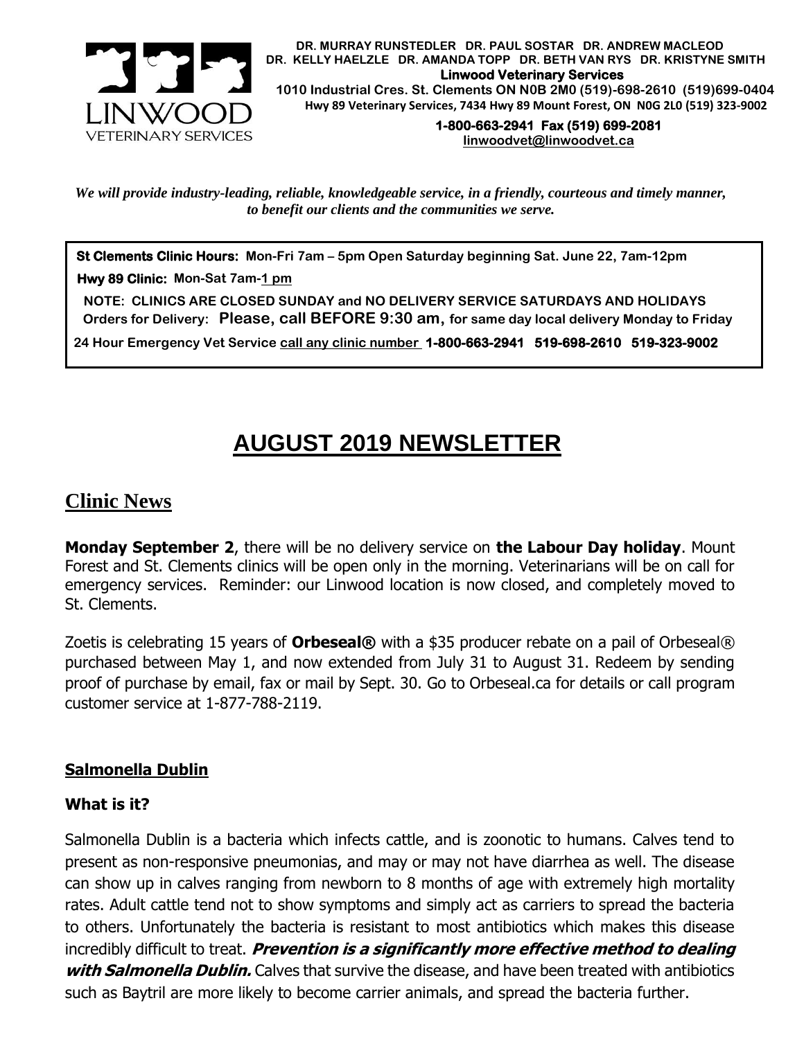**DR. MURRAY RUNSTEDLER DR. PAUL SOSTAR DR. ANDREW MACLEOD**
**DR. KELLY HAELZLE DR. AMANDA TOPP DR. BETH VAN RYS DR. KRISTYNE SMITH**
**Linwood Veterinary Services**
**1010 Industrial Cres. St. Clements ON N0B 2M0 (519)-698-2610 (519)699-0404**
**Hwy 89 Veterinary Services, 7434 Hwy 89 Mount Forest, ON N0G 2L0 (519) 323-9002**
**1-800-663-2941 Fax (519) 699-2081**
**linwoodvet@linwoodvet.ca**

LINWOOD VETERINARY SERVICES

***We will provide industry-leading, reliable, knowledgeable service, in a friendly, courteous and timely manner, to benefit our clients and the communities we serve.***

**St Clements Clinic Hours:** **Mon-Fri 7am – 5pm Open Saturday beginning Sat. June 22, 7am-12pm**

**Hwy 89 Clinic:** **Mon-Sat 7am-1 pm**

**NOTE: CLINICS ARE CLOSED SUNDAY and NO DELIVERY SERVICE SATURDAYS AND HOLIDAYS**
**Orders for Delivery: Please, call BEFORE 9:30 am, for same day local delivery Monday to Friday**

**24 Hour Emergency Vet Service call any clinic number 1-800-663-2941 519-698-2610 519-323-9002**

# AUGUST 2019 NEWSLETTER

## Clinic News

**Monday September 2**, there will be no delivery service on **the Labour Day holiday**. Mount Forest and St. Clements clinics will be open only in the morning. Veterinarians will be on call for emergency services. Reminder: our Linwood location is now closed, and completely moved to St. Clements.

Zoetis is celebrating 15 years of **Orbeseal®** with a $35 producer rebate on a pail of Orbeseal® purchased between May 1, and now extended from July 31 to August 31. Redeem by sending proof of purchase by email, fax or mail by Sept. 30. Go to Orbeseal.ca for details or call program customer service at 1-877-788-2119.

### Salmonella Dublin

#### What is it?

Salmonella Dublin is a bacteria which infects cattle, and is zoonotic to humans. Calves tend to present as non-responsive pneumonias, and may or may not have diarrhea as well. The disease can show up in calves ranging from newborn to 8 months of age with extremely high mortality rates. Adult cattle tend not to show symptoms and simply act as carriers to spread the bacteria to others. Unfortunately the bacteria is resistant to most antibiotics which makes this disease incredibly difficult to treat. ***Prevention is a significantly more effective method to dealing with Salmonella Dublin.*** Calves that survive the disease, and have been treated with antibiotics such as Baytril are more likely to become carrier animals, and spread the bacteria further.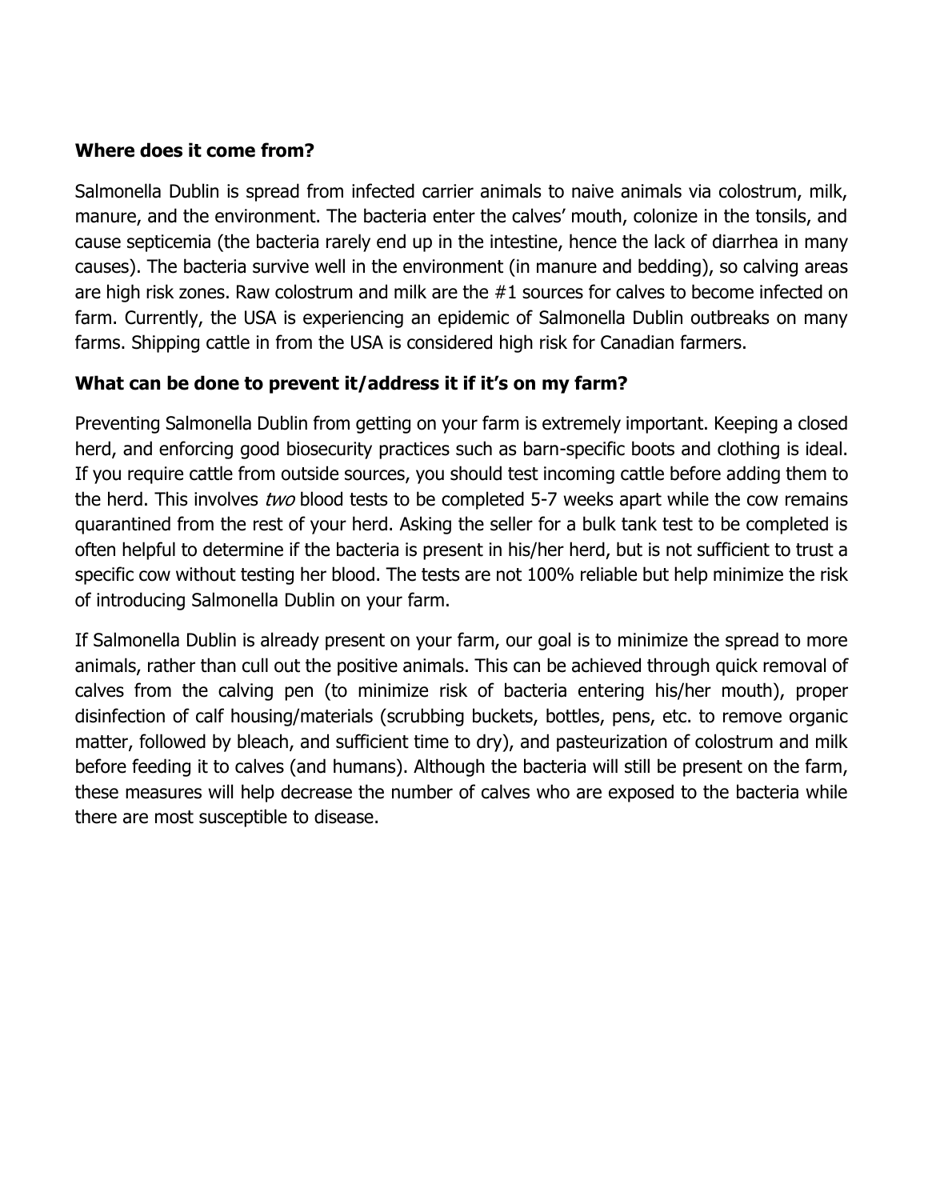### Where does it come from?

Salmonella Dublin is spread from infected carrier animals to naive animals via colostrum, milk, manure, and the environment. The bacteria enter the calves' mouth, colonize in the tonsils, and cause septicemia (the bacteria rarely end up in the intestine, hence the lack of diarrhea in many causes). The bacteria survive well in the environment (in manure and bedding), so calving areas are high risk zones. Raw colostrum and milk are the #1 sources for calves to become infected on farm. Currently, the USA is experiencing an epidemic of Salmonella Dublin outbreaks on many farms. Shipping cattle in from the USA is considered high risk for Canadian farmers.

### What can be done to prevent it/address it if it's on my farm?

Preventing Salmonella Dublin from getting on your farm is extremely important. Keeping a closed herd, and enforcing good biosecurity practices such as barn-specific boots and clothing is ideal. If you require cattle from outside sources, you should test incoming cattle before adding them to the herd. This involves *two* blood tests to be completed 5-7 weeks apart while the cow remains quarantined from the rest of your herd. Asking the seller for a bulk tank test to be completed is often helpful to determine if the bacteria is present in his/her herd, but is not sufficient to trust a specific cow without testing her blood. The tests are not 100% reliable but help minimize the risk of introducing Salmonella Dublin on your farm.

If Salmonella Dublin is already present on your farm, our goal is to minimize the spread to more animals, rather than cull out the positive animals. This can be achieved through quick removal of calves from the calving pen (to minimize risk of bacteria entering his/her mouth), proper disinfection of calf housing/materials (scrubbing buckets, bottles, pens, etc. to remove organic matter, followed by bleach, and sufficient time to dry), and pasteurization of colostrum and milk before feeding it to calves (and humans). Although the bacteria will still be present on the farm, these measures will help decrease the number of calves who are exposed to the bacteria while there are most susceptible to disease.